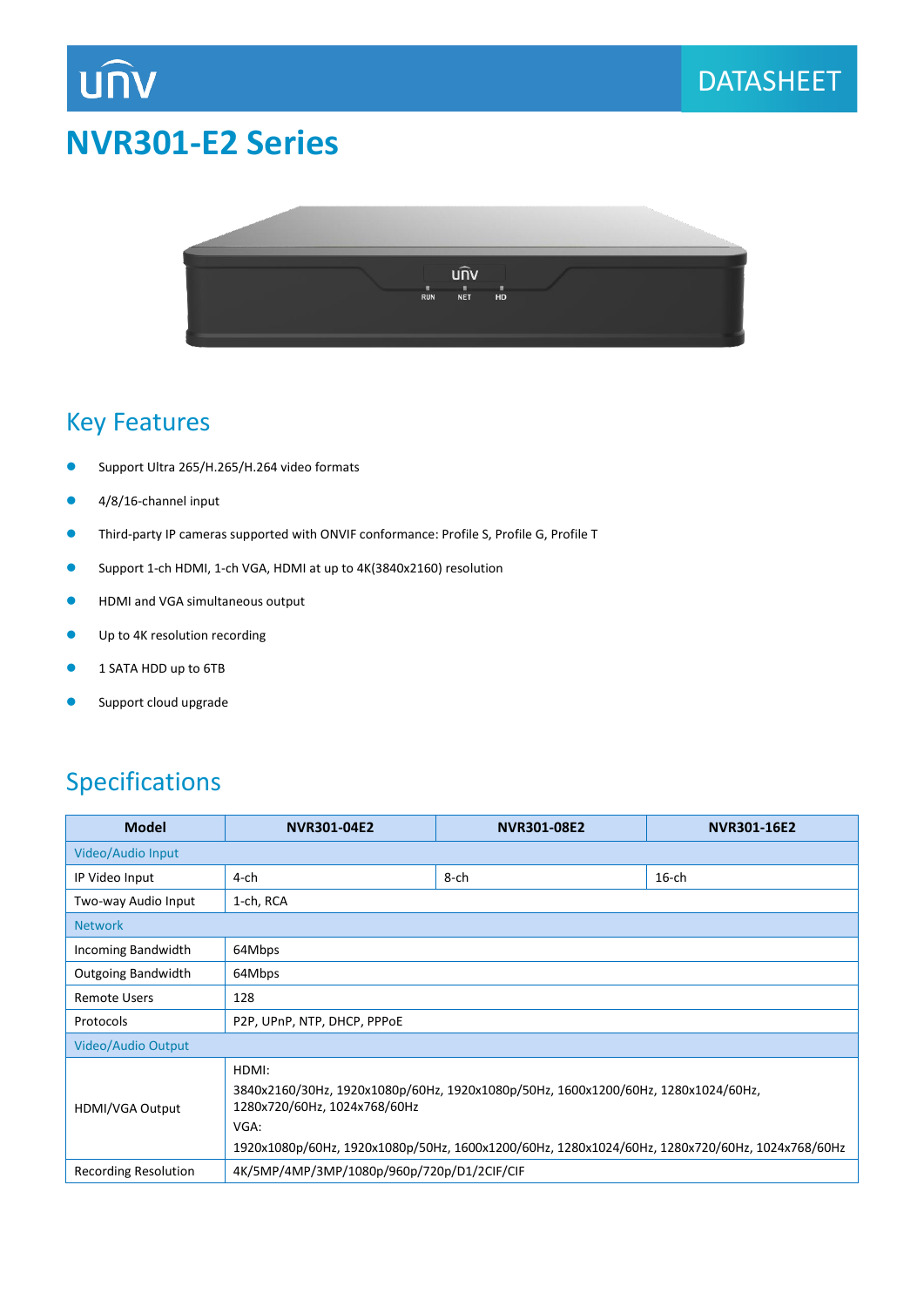# NVR301-E2 Series

DATASHEET

## Key Features

- Support Ultra 265/H.265/H.264 video formats
- 4/8/16-channel input
- Third-party IP cameras supported with ONVIF conformance: Profile S, Profile G, Profile T
- Support 1-ch HDMI, 1-ch VGA, HDMI at up to 4K(3840x2160) resolution
- HDMI and VGA simultaneous output
- Up to 4K resolution recording
- 1 SATA HDD up to 6TB
- Support cloud upgrade

## Specifications

| Model | NVR301-04E2 | NVR301-08E2 | NVR301-16E2 |
|---|---|---|---|
| Video/Audio Input | | | |
| IP Video Input | 4-ch | 8-ch | 16-ch |
| Two-way Audio Input | 1-ch, RCA | | |
| Network | | | |
| Incoming Bandwidth | 64Mbps | | |
| Outgoing Bandwidth | 64Mbps | | |
| Remote Users | 128 | | |
| Protocols | P2P, UPnP, NTP, DHCP, PPPoE | | |
| Video/Audio Output | | | |
| HDMI/VGA Output | HDMI:<br>3840x2160/30Hz, 1920x1080p/60Hz, 1920x1080p/50Hz, 1600x1200/60Hz, 1280x1024/60Hz, 1280x720/60Hz, 1024x768/60Hz<br>VGA:<br>1920x1080p/60Hz, 1920x1080p/50Hz, 1600x1200/60Hz, 1280x1024/60Hz, 1280x720/60Hz, 1024x768/60Hz | | |
| Recording Resolution | 4K/5MP/4MP/3MP/1080p/960p/720p/D1/2CIF/CIF | | |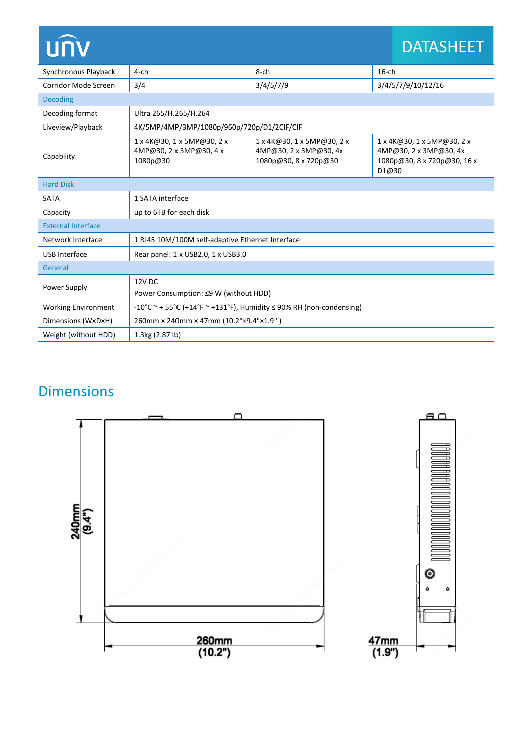| | | | |
|---|---|---|---|
| Synchronous Playback | 4-ch | 8-ch | 16-ch |
| Corridor Mode Screen | 3/4 | 3/4/5/7/9 | 3/4/5/7/9/10/12/16 |
| **Decoding** | | | |
| Decoding format | Ultra 265/H.265/H.264 | | |
| Liveview/Playback | 4K/5MP/4MP/3MP/1080p/960p/720p/D1/2CIF/CIF | | |
| Capability | 1 x 4K@30, 1 x 5MP@30, 2 x 4MP@30, 2 x 3MP@30, 4 x 1080p@30 | 1 x 4K@30, 1 x 5MP@30, 2 x 4MP@30, 2 x 3MP@30, 4x 1080p@30, 8 x 720p@30 | 1 x 4K@30, 1 x 5MP@30, 2 x 4MP@30, 2 x 3MP@30, 4x 1080p@30, 8 x 720p@30, 16 x D1@30 |
| **Hard Disk** | | | |
| SATA | 1 SATA interface | | |
| Capacity | up to 6TB for each disk | | |
| **External Interface** | | | |
| Network Interface | 1 RJ45 10M/100M self-adaptive Ethernet Interface | | |
| USB Interface | Rear panel: 1 x USB2.0, 1 x USB3.0 | | |
| **General** | | | |
| Power Supply | 12V DC<br>Power Consumption: ≤9 W (without HDD) | | |
| Working Environment | -10°C ~ + 55°C (+14°F ~ +131°F), Humidity ≤ 90% RH (non-condensing) | | |
| Dimensions (W×D×H) | 260mm × 240mm × 47mm (10.2"×9.4"×1.9 ") | | |
| Weight (without HDD) | 1.3kg (2.87 lb) | | |

## Dimensions

240mm (9.4")

260mm (10.2")

47mm (1.9")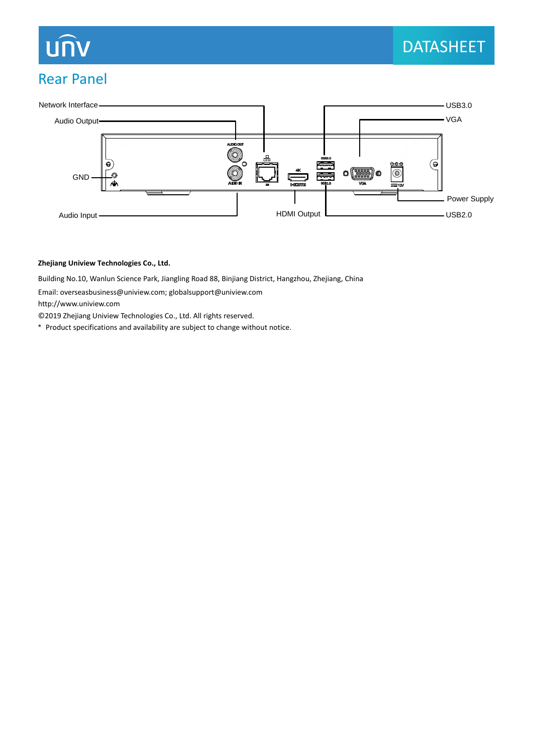## Rear Panel

Network Interface

Audio Output

GND

Audio Input

HDMI Output

USB3.0

VGA

Power Supply

USB2.0

**Zhejiang Uniview Technologies Co., Ltd.**

Building No.10, Wanlun Science Park, Jiangling Road 88, Binjiang District, Hangzhou, Zhejiang, China

Email: overseasbusiness@uniview.com; globalsupport@uniview.com

http://www.uniview.com

©2019 Zhejiang Uniview Technologies Co., Ltd. All rights reserved.

* Product specifications and availability are subject to change without notice.